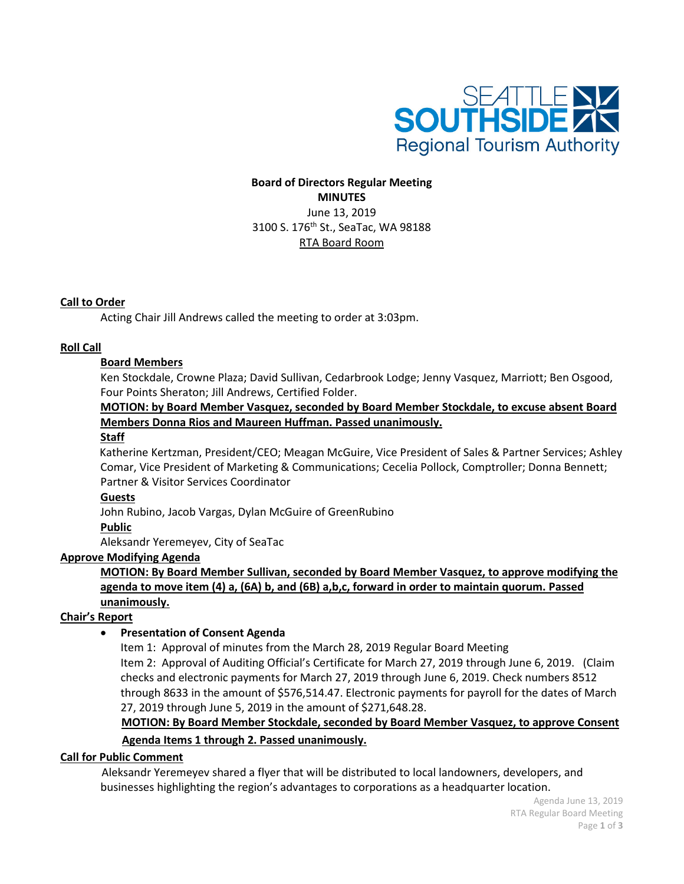**Board of Directors Regular Meeting**
**MINUTES**
June 13, 2019
3100 S. 176th St., SeaTac, WA 98188
RTA Board Room

## Call to Order

Acting Chair Jill Andrews called the meeting to order at 3:03pm.

## Roll Call

### Board Members

Ken Stockdale, Crowne Plaza; David Sullivan, Cedarbrook Lodge; Jenny Vasquez, Marriott; Ben Osgood, Four Points Sheraton; Jill Andrews, Certified Folder.

**MOTION: by Board Member Vasquez, seconded by Board Member Stockdale, to excuse absent Board Members Donna Rios and Maureen Huffman. Passed unanimously.**

### Staff

Katherine Kertzman, President/CEO; Meagan McGuire, Vice President of Sales & Partner Services; Ashley Comar, Vice President of Marketing & Communications; Cecelia Pollock, Comptroller; Donna Bennett; Partner & Visitor Services Coordinator

### Guests

John Rubino, Jacob Vargas, Dylan McGuire of GreenRubino

### Public

Aleksandr Yeremeyev, City of SeaTac

## Approve Modifying Agenda

**MOTION: By Board Member Sullivan, seconded by Board Member Vasquez, to approve modifying the agenda to move item (4) a, (6A) b, and (6B) a,b,c, forward in order to maintain quorum. Passed unanimously.**

## Chair's Report

- **Presentation of Consent Agenda**

  Item 1: Approval of minutes from the March 28, 2019 Regular Board Meeting
  Item 2: Approval of Auditing Official's Certificate for March 27, 2019 through June 6, 2019. (Claim checks and electronic payments for March 27, 2019 through June 6, 2019. Check numbers 8512 through 8633 in the amount of $576,514.47. Electronic payments for payroll for the dates of March 27, 2019 through June 5, 2019 in the amount of $271,648.28.

  **MOTION: By Board Member Stockdale, seconded by Board Member Vasquez, to approve Consent Agenda Items 1 through 2. Passed unanimously.**

## Call for Public Comment

Aleksandr Yeremeyev shared a flyer that will be distributed to local landowners, developers, and businesses highlighting the region's advantages to corporations as a headquarter location.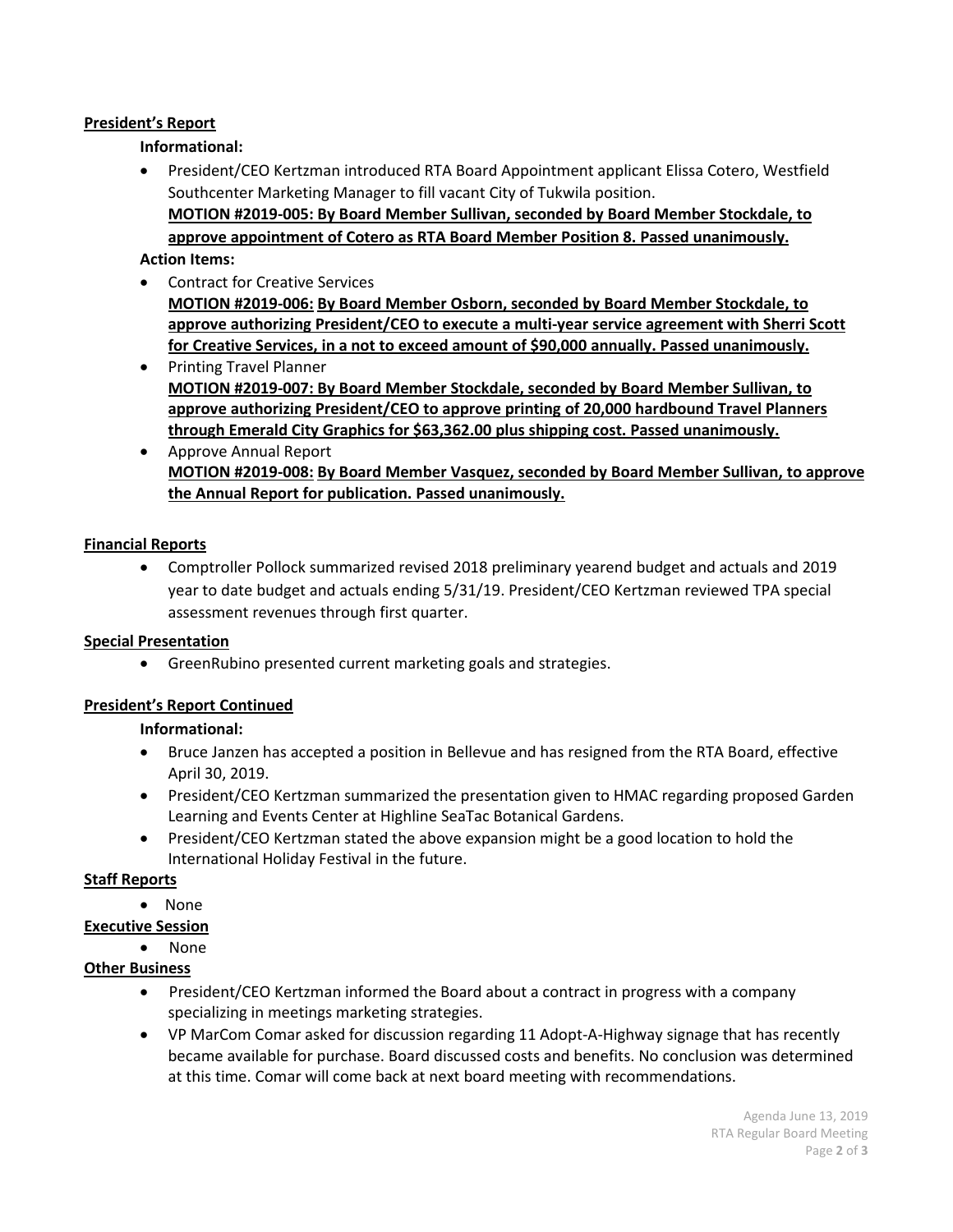**President's Report**

**Informational:**

- President/CEO Kertzman introduced RTA Board Appointment applicant Elissa Cotero, Westfield Southcenter Marketing Manager to fill vacant City of Tukwila position.
  **MOTION #2019-005: By Board Member Sullivan, seconded by Board Member Stockdale, to approve appointment of Cotero as RTA Board Member Position 8. Passed unanimously.**

**Action Items:**

- Contract for Creative Services
  **MOTION #2019-006: By Board Member Osborn, seconded by Board Member Stockdale, to approve authorizing President/CEO to execute a multi-year service agreement with Sherri Scott for Creative Services, in a not to exceed amount of $90,000 annually. Passed unanimously.**
- Printing Travel Planner
  **MOTION #2019-007: By Board Member Stockdale, seconded by Board Member Sullivan, to approve authorizing President/CEO to approve printing of 20,000 hardbound Travel Planners through Emerald City Graphics for $63,362.00 plus shipping cost. Passed unanimously.**
- Approve Annual Report
  **MOTION #2019-008: By Board Member Vasquez, seconded by Board Member Sullivan, to approve the Annual Report for publication. Passed unanimously.**

**Financial Reports**

- Comptroller Pollock summarized revised 2018 preliminary yearend budget and actuals and 2019 year to date budget and actuals ending 5/31/19. President/CEO Kertzman reviewed TPA special assessment revenues through first quarter.

**Special Presentation**

- GreenRubino presented current marketing goals and strategies.

**President's Report Continued**

**Informational:**

- Bruce Janzen has accepted a position in Bellevue and has resigned from the RTA Board, effective April 30, 2019.
- President/CEO Kertzman summarized the presentation given to HMAC regarding proposed Garden Learning and Events Center at Highline SeaTac Botanical Gardens.
- President/CEO Kertzman stated the above expansion might be a good location to hold the International Holiday Festival in the future.

**Staff Reports**

- None

**Executive Session**

- None

**Other Business**

- President/CEO Kertzman informed the Board about a contract in progress with a company specializing in meetings marketing strategies.
- VP MarCom Comar asked for discussion regarding 11 Adopt-A-Highway signage that has recently became available for purchase. Board discussed costs and benefits. No conclusion was determined at this time. Comar will come back at next board meeting with recommendations.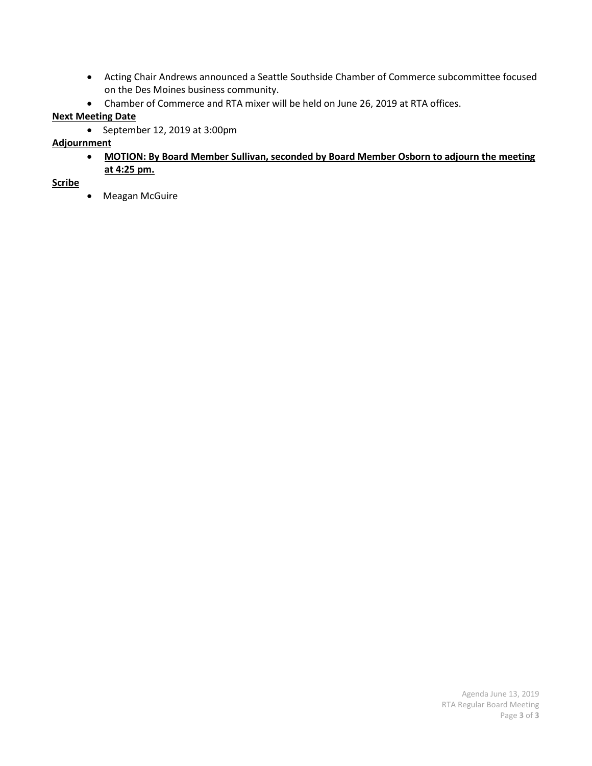- Acting Chair Andrews announced a Seattle Southside Chamber of Commerce subcommittee focused on the Des Moines business community.
- Chamber of Commerce and RTA mixer will be held on June 26, 2019 at RTA offices.

**Next Meeting Date**

- September 12, 2019 at 3:00pm

**Adjournment**

- **MOTION: By Board Member Sullivan, seconded by Board Member Osborn to adjourn the meeting at 4:25 pm.**

**Scribe**

- Meagan McGuire